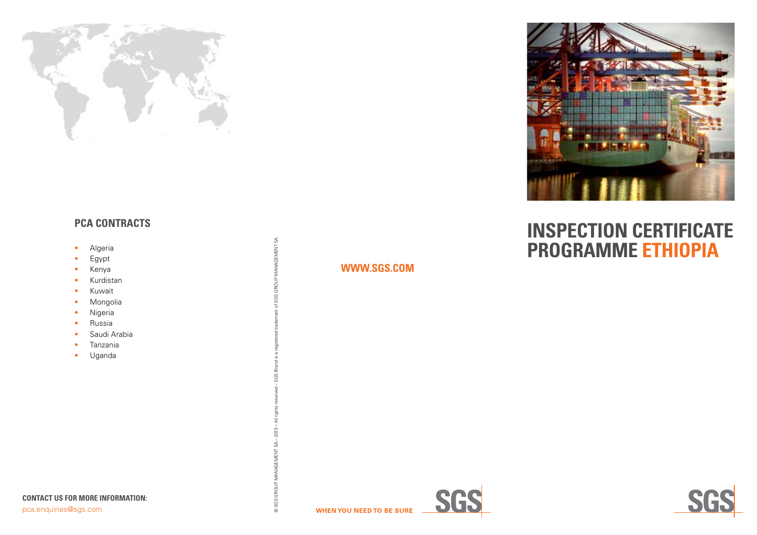## PCA CONTRACTS

- Algeria
- Egypt
- Kenya
- Kurdistan
- Kuwait
- Mongolia
- Nigeria
- Russia
- Saudi Arabia
- Tanzania
- Uganda

**CONTACT US FOR MORE INFORMATION:**
pca.enquiries@sgs.com

© SGS GROUP MANAGEMENT SA – 2013 – All rights reserved – SGS Brand is a registered trademark of SGS GROUP MANAGEMENT SA

**WWW.SGS.COM**

**WHEN YOU NEED TO BE SURE** SGS

# INSPECTION CERTIFICATE PROGRAMME ETHIOPIA

SGS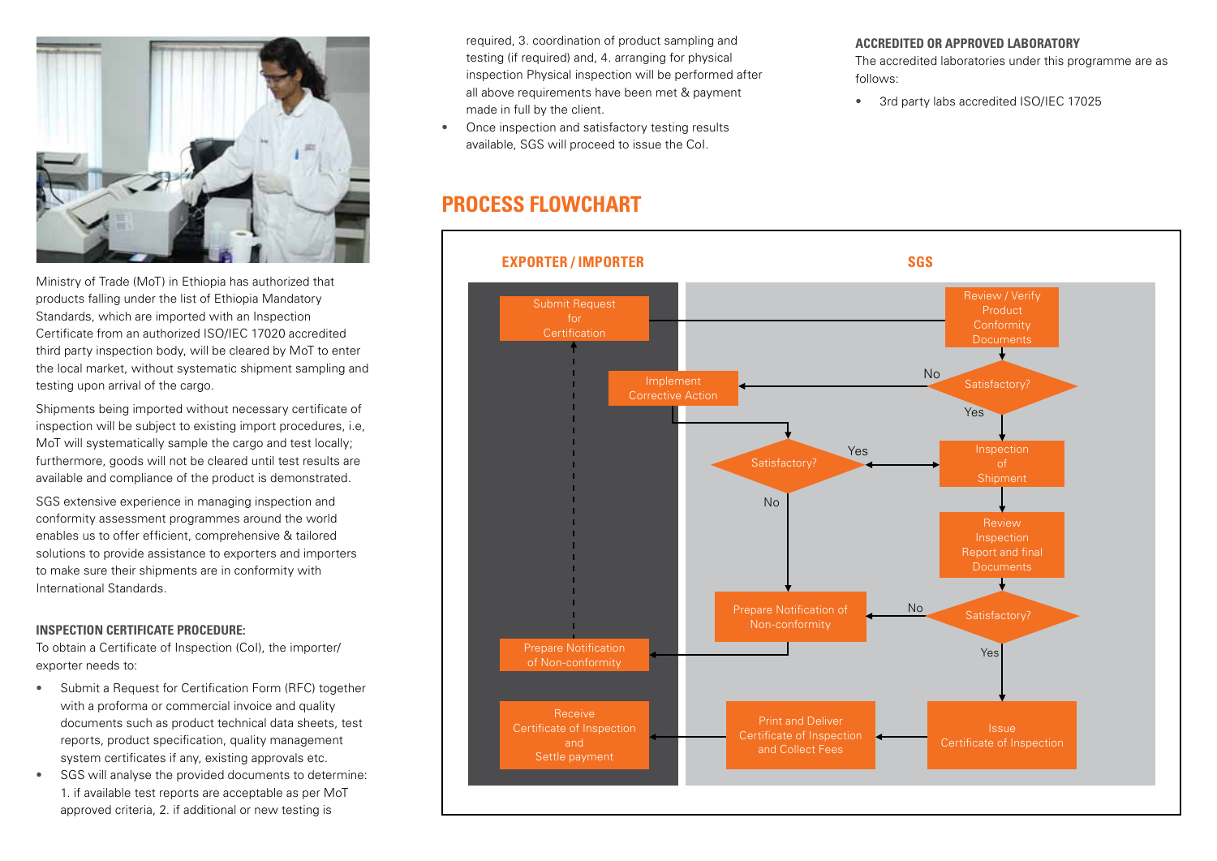Ministry of Trade (MoT) in Ethiopia has authorized that products falling under the list of Ethiopia Mandatory Standards, which are imported with an Inspection Certificate from an authorized ISO/IEC 17020 accredited third party inspection body, will be cleared by MoT to enter the local market, without systematic shipment sampling and testing upon arrival of the cargo.

Shipments being imported without necessary certificate of inspection will be subject to existing import procedures, i.e, MoT will systematically sample the cargo and test locally; furthermore, goods will not be cleared until test results are available and compliance of the product is demonstrated.

SGS extensive experience in managing inspection and conformity assessment programmes around the world enables us to offer efficient, comprehensive & tailored solutions to provide assistance to exporters and importers to make sure their shipments are in conformity with International Standards.

### INSPECTION CERTIFICATE PROCEDURE:

To obtain a Certificate of Inspection (CoI), the importer/ exporter needs to:

- Submit a Request for Certification Form (RFC) together with a proforma or commercial invoice and quality documents such as product technical data sheets, test reports, product specification, quality management system certificates if any, existing approvals etc.
- SGS will analyse the provided documents to determine: 1. if available test reports are acceptable as per MoT approved criteria, 2. if additional or new testing is required, 3. coordination of product sampling and testing (if required) and, 4. arranging for physical inspection Physical inspection will be performed after all above requirements have been met & payment made in full by the client.
- Once inspection and satisfactory testing results available, SGS will proceed to issue the CoI.

### ACCREDITED OR APPROVED LABORATORY

The accredited laboratories under this programme are as follows:

- 3rd party labs accredited ISO/IEC 17025

## PROCESS FLOWCHART

EXPORTER / IMPORTER

SGS

Submit Request for Certification

Review / Verify Product Conformity Documents

Satisfactory?

No

Yes

Implement Corrective Action

Satisfactory?

Yes

No

Inspection of Shipment

Review Inspection Report and final Documents

Satisfactory?

No

Yes

Prepare Notification of Non-conformity

Prepare Notification of Non-conformity

Issue Certificate of Inspection

Print and Deliver Certificate of Inspection and Collect Fees

Receive Certificate of Inspection and Settle payment